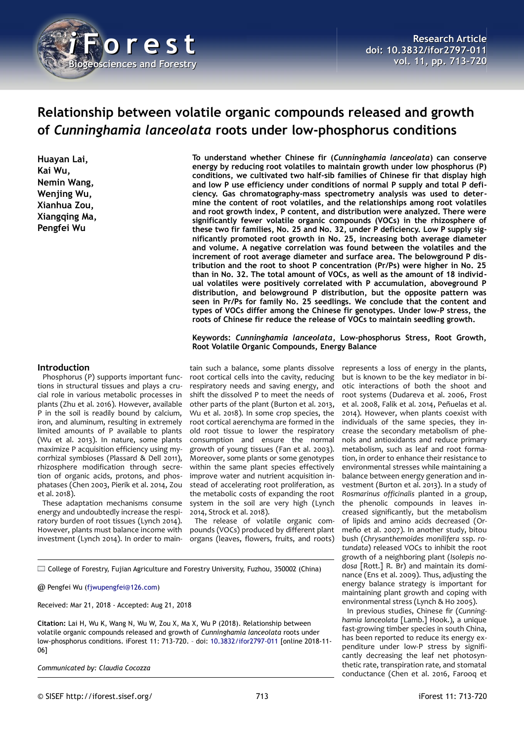Research Article
doi: 10.3832/ifor2797-011
vol. 11, pp. 713-720

# Relationship between volatile organic compounds released and growth of *Cunninghamia lanceolata* roots under low-phosphorus conditions

**Huayan Lai, Kai Wu, Nemin Wang, Wenjing Wu, Xianhua Zou, Xiangqing Ma, Pengfei Wu**

**To understand whether Chinese fir (*Cunninghamia lanceolata*) can conserve energy by reducing root volatiles to maintain growth under low phosphorus (P) conditions, we cultivated two half-sib families of Chinese fir that display high and low P use efficiency under conditions of normal P supply and total P deficiency. Gas chromatography-mass spectrometry analysis was used to determine the content of root volatiles, and the relationships among root volatiles and root growth index, P content, and distribution were analyzed. There were significantly fewer volatile organic compounds (VOCs) in the rhizosphere of these two fir families, No. 25 and No. 32, under P deficiency. Low P supply significantly promoted root growth in No. 25, increasing both average diameter and volume. A negative correlation was found between the volatiles and the increment of root average diameter and surface area. The belowground P distribution and the root to shoot P concentration (Pr/Ps) were higher in No. 25 than in No. 32. The total amount of VOCs, as well as the amount of 18 individual volatiles were positively correlated with P accumulation, aboveground P distribution, and belowground P distribution, but the opposite pattern was seen in Pr/Ps for family No. 25 seedlings. We conclude that the content and types of VOCs differ among the Chinese fir genotypes. Under low-P stress, the roots of Chinese fir reduce the release of VOCs to maintain seedling growth.**

**Keywords: *Cunninghamia lanceolata*, Low-phosphorus Stress, Root Growth, Root Volatile Organic Compounds, Energy Balance**

## Introduction

Phosphorus (P) supports important functions in structural tissues and plays a crucial role in various metabolic processes in plants (Zhu et al. 2016). However, available P in the soil is readily bound by calcium, iron, and aluminum, resulting in extremely limited amounts of P available to plants (Wu et al. 2013). In nature, some plants maximize P acquisition efficiency using mycorrhizal symbioses (Plassard & Dell 2011), rhizosphere modification through secretion of organic acids, protons, and phosphatases (Chen 2003, Pierik et al. 2014, Zou et al. 2018).

These adaptation mechanisms consume energy and undoubtedly increase the respiratory burden of root tissues (Lynch 2014). However, plants must balance income with investment (Lynch 2014). In order to maintain such a balance, some plants dissolve root cortical cells into the cavity, reducing respiratory needs and saving energy, and shift the dissolved P to meet the needs of other parts of the plant (Burton et al. 2013, Wu et al. 2018). In some crop species, the root cortical aerenchyma are formed in the old root tissue to lower the respiratory consumption and ensure the normal growth of young tissues (Fan et al. 2003). Moreover, some plants or some genotypes within the same plant species effectively improve water and nutrient acquisition instead of accelerating root proliferation, as the metabolic costs of expanding the root system in the soil are very high (Lynch 2014, Strock et al. 2018).

The release of volatile organic compounds (VOCs) produced by different plant organs (leaves, flowers, fruits, and roots) represents a loss of energy in the plants, but is known to be the key mediator in biotic interactions of both the shoot and root systems (Dudareva et al. 2006, Frost et al. 2008, Falik et al. 2014, Peñuelas et al. 2014). However, when plants coexist with individuals of the same species, they increase the secondary metabolism of phenols and antioxidants and reduce primary metabolism, such as leaf and root formation, in order to enhance their resistance to environmental stresses while maintaining a balance between energy generation and investment (Burton et al. 2013). In a study of *Rosmarinus officinalis* planted in a group, the phenolic compounds in leaves increased significantly, but the metabolism of lipids and amino acids decreased (Ormeño et al. 2007). In another study, bitou bush (*Chrysanthemoides monilifera* ssp. *rotundata*) released VOCs to inhibit the root growth of a neighboring plant (*Isolepis nodosa* [Rott.] R. Br) and maintain its dominance (Ens et al. 2009). Thus, adjusting the energy balance strategy is important for maintaining plant growth and coping with environmental stress (Lynch & Ho 2005).

In previous studies, Chinese fir (*Cunninghamia lanceolata* [Lamb.] Hook.), a unique fast-growing timber species in south China, has been reported to reduce its energy expenditure under low-P stress by significantly decreasing the leaf net photosynthetic rate, transpiration rate, and stomatal conductance (Chen et al. 2016, Farooq et

College of Forestry, Fujian Agriculture and Forestry University, Fuzhou, 350002 (China)

@ Pengfei Wu (fjwupengfei@126.com)

Received: Mar 21, 2018 - Accepted: Aug 21, 2018

**Citation:** Lai H, Wu K, Wang N, Wu W, Zou X, Ma X, Wu P (2018). Relationship between volatile organic compounds released and growth of *Cunninghamia lanceolata* roots under low-phosphorus conditions. iForest 11: 713-720. – doi: 10.3832/ifor2797-011 [online 2018-11-06]

*Communicated by: Claudia Cocozza*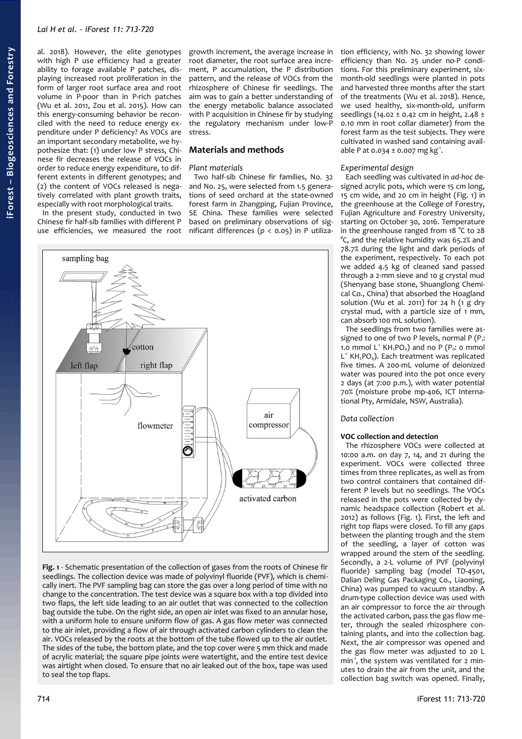al. 2018). However, the elite genotypes with high P use efficiency had a greater ability to forage available P patches, displaying increased root proliferation in the form of larger root surface area and root volume in P-poor than in P-rich patches (Wu et al. 2011, Zou et al. 2015). How can this energy-consuming behavior be reconciled with the need to reduce energy expenditure under P deficiency? As VOCs are an important secondary metabolite, we hypothesize that: (1) under low P stress, Chinese fir decreases the release of VOCs in order to reduce energy expenditure, to different extents in different genotypes; and (2) the content of VOCs released is negatively correlated with plant growth traits, especially with root morphological traits.

In the present study, conducted in two Chinese fir half-sib families with different P use efficiencies, we measured the root growth increment, the average increase in root diameter, the root surface area increment, P accumulation, the P distribution pattern, and the release of VOCs from the rhizosphere of Chinese fir seedlings. The aim was to gain a better understanding of the energy metabolic balance associated with P acquisition in Chinese fir by studying the regulatory mechanism under low-P stress.

## Materials and methods

### *Plant materials*

Two half-sib Chinese fir families, No. 32 and No. 25, were selected from 1.5 generations of seed orchard at the state-owned forest farm in Zhangping, Fujian Province, SE China. These families were selected based on preliminary observations of significant differences ($p < 0.05$) in P utilization efficiency, with No. 32 showing lower efficiency than No. 25 under no-P conditions. For this preliminary experiment, six-month-old seedlings were planted in pots and harvested three months after the start of the treatments (Wu et al. 2018). Hence, we used healthy, six-month-old, uniform seedlings (14.02 ± 0.42 cm in height, 2.48 ± 0.10 mm in root collar diameter) from the forest farm as the test subjects. They were cultivated in washed sand containing available P at 0.034 ± 0.007 mg kg$^{-1}$.

### *Experimental design*

Each seedling was cultivated in *ad-hoc* designed acrylic pots, which were 15 cm long, 15 cm wide, and 20 cm in height (Fig. 1) in the greenhouse at the College of Forestry, Fujian Agriculture and Forestry University, starting on October 30, 2016. Temperature in the greenhouse ranged from 18 °C to 28 °C, and the relative humidity was 65.2% and 78.7% during the light and dark periods of the experiment, respectively. To each pot we added 4.5 kg of cleaned sand passed through a 2-mm sieve and 10 g crystal mud (Shenyang base stone, Shuanglong Chemical Co., China) that absorbed the Hoagland solution (Wu et al. 2011) for 24 h (1 g dry crystal mud, with a particle size of 1 mm, can absorb 100 mL solution).

The seedlings from two families were assigned to one of two P levels, normal P ($P_1$: 1.0 mmol L$^{-1}$ $KH_2PO_4$) and no P ($P_0$: 0 mmol L$^{-1}$ $KH_2PO_4$). Each treatment was replicated five times. A 200-mL volume of deionized water was poured into the pot once every 2 days (at 7:00 p.m.), with water potential 70% (moisture probe mp-406, ICT International Pty, Armidale, NSW, Australia).

### *Data collection*

#### **VOC collection and detection**

The rhizosphere VOCs were collected at 10:00 a.m. on day 7, 14, and 21 during the experiment. VOCs were collected three times from three replicates, as well as from two control containers that contained different P levels but no seedlings. The VOCs released in the pots were collected by dynamic headspace collection (Robert et al. 2012) as follows (Fig. 1). First, the left and right top flaps were closed. To fill any gaps between the planting trough and the stem of the seedling, a layer of cotton was wrapped around the stem of the seedling. Secondly, a 2-L volume of PVF (polyvinyl fluoride) sampling bag (model TD-4501, Dalian Deling Gas Packaging Co., Liaoning, China) was pumped to vacuum standby. A drum-type collection device was used with an air compressor to force the air through the activated carbon, pass the gas flow meter, through the sealed rhizosphere containing plants, and into the collection bag. Next, the air compressor was opened and the gas flow meter was adjusted to 20 L min$^{-1}$, the system was ventilated for 2 minutes to drain the air from the unit, and the collection bag switch was opened. Finally,

**Fig. 1** - Schematic presentation of the collection of gases from the roots of Chinese fir seedlings. The collection device was made of polyvinyl fluoride (PVF), which is chemically inert. The PVF sampling bag can store the gas over a long period of time with no change to the concentration. The test device was a square box with a top divided into two flaps, the left side leading to an air outlet that was connected to the collection bag outside the tube. On the right side, an open air inlet was fixed to an annular hose, with a uniform hole to ensure uniform flow of gas. A gas flow meter was connected to the air inlet, providing a flow of air through activated carbon cylinders to clean the air. VOCs released by the roots at the bottom of the tube flowed up to the air outlet. The sides of the tube, the bottom plate, and the top cover were 5 mm thick and made of acrylic material; the square pipe joints were watertight, and the entire test device was airtight when closed. To ensure that no air leaked out of the box, tape was used to seal the top flaps.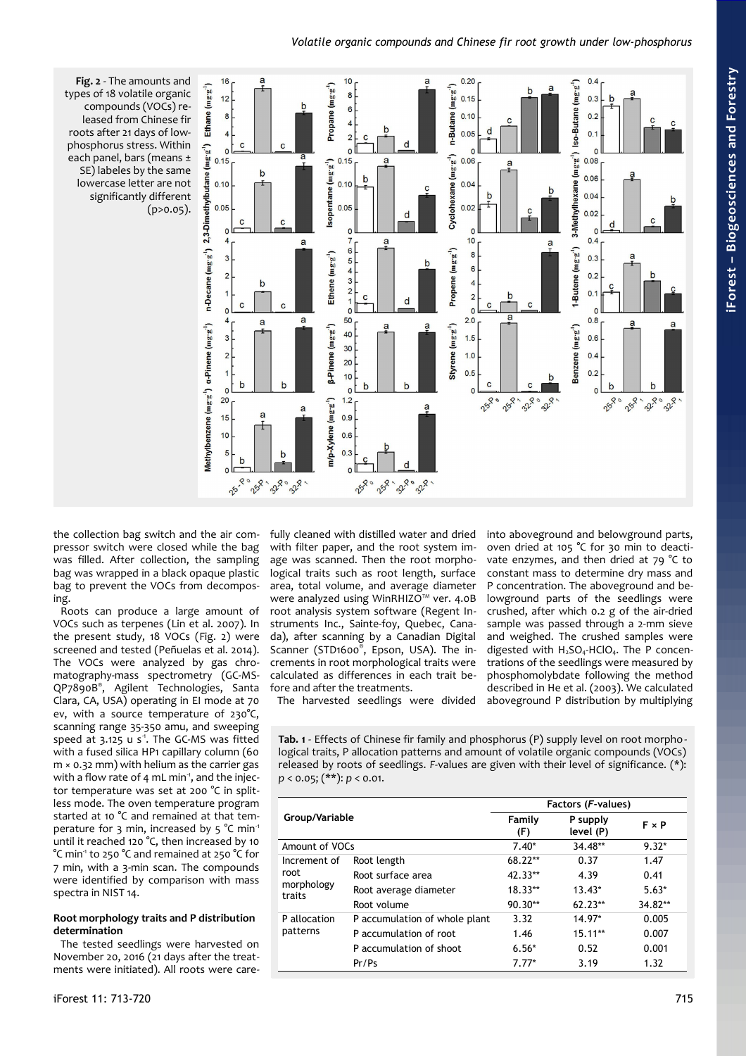**Fig. 2** - The amounts and types of 18 volatile organic compounds (VOCs) released from Chinese fir roots after 21 days of low-phosphorus stress. Within each panel, bars (means ± SE) labeles by the same lowercase letter are not significantly different (p>0.05).

the collection bag switch and the air compressor switch were closed while the bag was filled. After collection, the sampling bag was wrapped in a black opaque plastic bag to prevent the VOCs from decomposing.

Roots can produce a large amount of VOCs such as terpenes (Lin et al. 2007). In the present study, 18 VOCs (Fig. 2) were screened and tested (Peñuelas et al. 2014). The VOCs were analyzed by gas chromatography-mass spectrometry (GC-MS-QP7890B®, Agilent Technologies, Santa Clara, CA, USA) operating in EI mode at 70 ev, with a source temperature of 230°C, scanning range 35-350 amu, and sweeping speed at 3.125 u $s^{-1}$. The GC-MS was fitted with a fused silica HP1 capillary column (60 m × 0.32 mm) with helium as the carrier gas with a flow rate of 4 mL $min^{-1}$, and the injector temperature was set at 200 °C in splitless mode. The oven temperature program started at 10 °C and remained at that temperature for 3 min, increased by 5 °C $min^{-1}$ until it reached 120 °C, then increased by 10 °C $min^{-1}$ to 250 °C and remained at 250 °C for 7 min, with a 3-min scan. The compounds were identified by comparison with mass spectra in NIST 14.

### Root morphology traits and P distribution determination

The tested seedlings were harvested on November 20, 2016 (21 days after the treatments were initiated). All roots were carefully cleaned with distilled water and dried with filter paper, and the root system image was scanned. Then the root morphological traits such as root length, surface area, total volume, and average diameter were analyzed using WinRHIZO™ ver. 4.0B root analysis system software (Regent Instruments Inc., Sainte-foy, Quebec, Canada), after scanning by a Canadian Digital Scanner (STD1600®, Epson, USA). The increments in root morphological traits were calculated as differences in each trait before and after the treatments.

The harvested seedlings were divided into aboveground and belowground parts, oven dried at 105 °C for 30 min to deactivate enzymes, and then dried at 79 °C to constant mass to determine dry mass and P concentration. The aboveground and belowground parts of the seedlings were crushed, after which 0.2 g of the air-dried sample was passed through a 2-mm sieve and weighed. The crushed samples were digested with $H_2SO_4$-$HClO_4$. The P concentrations of the seedlings were measured by phosphomolybdate following the method described in He et al. (2003). We calculated aboveground P distribution by multiplying

**Tab. 1** - Effects of Chinese fir family and phosphorus (P) supply level on root morphological traits, P allocation patterns and amount of volatile organic compounds (VOCs) released by roots of seedlings. *F*-values are given with their level of significance. (\*): $p < 0.05$; (\*\*): $p < 0.01$.

| Group/Variable | | Factors (*F*-values) | | |
|---|---|---|---|---|
| | | Family (F) | P supply level (P) | F × P |
| Amount of VOCs | | 7.40* | 34.48** | 9.32* |
| Increment of root morphology traits | Root length | 68.22** | 0.37 | 1.47 |
| | Root surface area | 42.33** | 4.39 | 0.41 |
| | Root average diameter | 18.33** | 13.43* | 5.63* |
| | Root volume | 90.30** | 62.23** | 34.82** |
| P allocation patterns | P accumulation of whole plant | 3.32 | 14.97* | 0.005 |
| | P accumulation of root | 1.46 | 15.11** | 0.007 |
| | P accumulation of shoot | 6.56* | 0.52 | 0.001 |
| | Pr/Ps | 7.77* | 3.19 | 1.32 |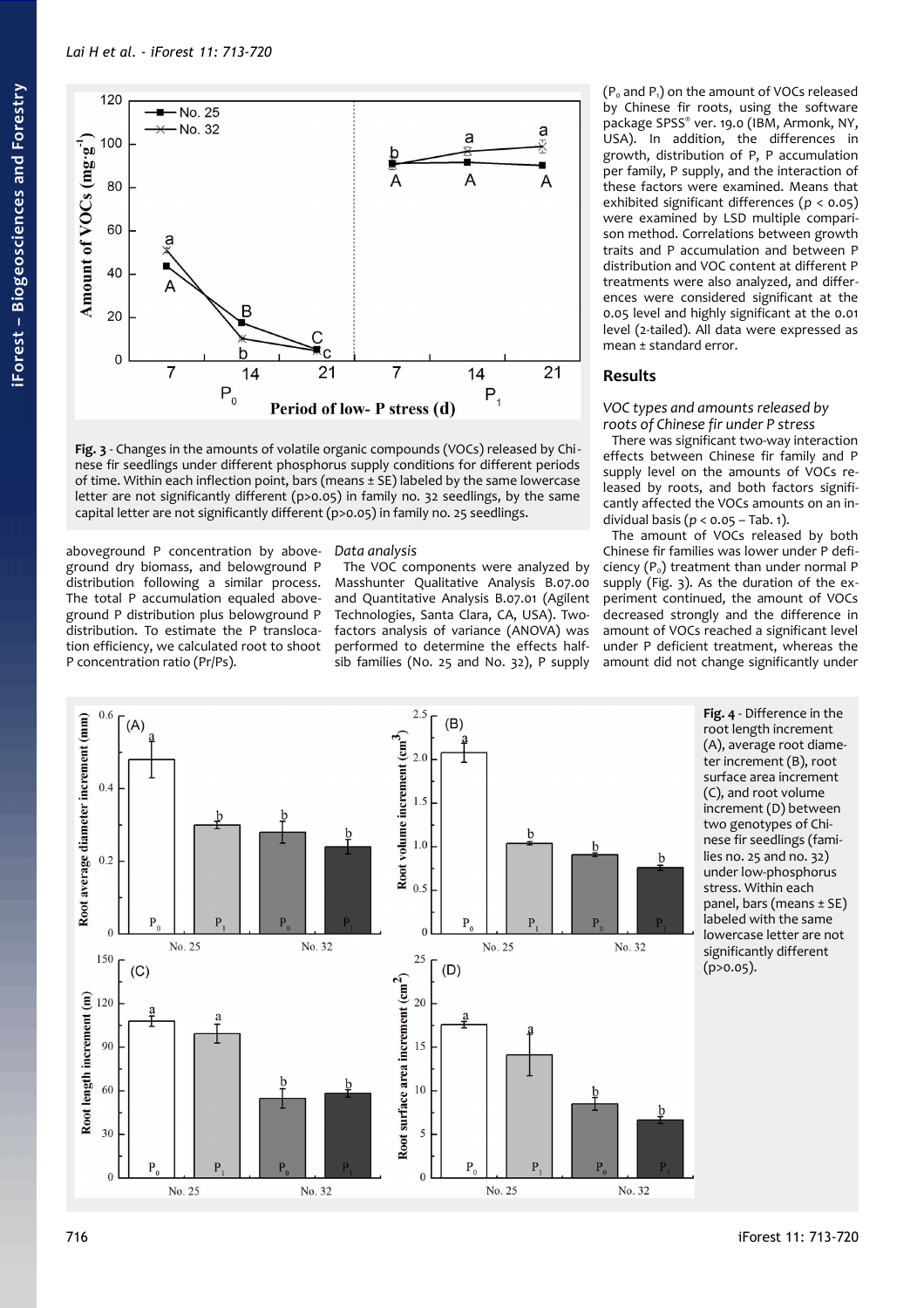Fig. 3 - Changes in the amounts of volatile organic compounds (VOCs) released by Chinese fir seedlings under different phosphorus supply conditions for different periods of time. Within each inflection point, bars (means ± SE) labeled by the same lowercase letter are not significantly different (p>0.05) in family no. 32 seedlings, by the same capital letter are not significantly different (p>0.05) in family no. 25 seedlings.

aboveground P concentration by aboveground dry biomass, and belowground P distribution following a similar process. The total P accumulation equaled aboveground P distribution plus belowground P distribution. To estimate the P translocation efficiency, we calculated root to shoot P concentration ratio (Pr/Ps).

### Data analysis

The VOC components were analyzed by Masshunter Qualitative Analysis B.07.00 and Quantitative Analysis B.07.01 (Agilent Technologies, Santa Clara, CA, USA). Two-factors analysis of variance (ANOVA) was performed to determine the effects half-sib families (No. 25 and No. 32), P supply ($P_0$ and $P_1$) on the amount of VOCs released by Chinese fir roots, using the software package SPSS® ver. 19.0 (IBM, Armonk, NY, USA). In addition, the differences in growth, distribution of P, P accumulation per family, P supply, and the interaction of these factors were examined. Means that exhibited significant differences ($p < 0.05$) were examined by LSD multiple comparison method. Correlations between growth traits and P accumulation and between P distribution and VOC content at different P treatments were also analyzed, and differences were considered significant at the 0.05 level and highly significant at the 0.01 level (2-tailed). All data were expressed as mean ± standard error.

## Results

### VOC types and amounts released by roots of Chinese fir under P stress

There was significant two-way interaction effects between Chinese fir family and P supply level on the amounts of VOCs released by roots, and both factors significantly affected the VOCs amounts on an individual basis ($p < 0.05$ – Tab. 1).

The amount of VOCs released by both Chinese fir families was lower under P deficiency ($P_0$) treatment than under normal P supply (Fig. 3). As the duration of the experiment continued, the amount of VOCs decreased strongly and the difference in amount of VOCs reached a significant level under P deficient treatment, whereas the amount did not change significantly under

Fig. 4 - Difference in the root length increment (A), average root diameter increment (B), root surface area increment (C), and root volume increment (D) between two genotypes of Chinese fir seedlings (families no. 25 and no. 32) under low-phosphorus stress. Within each panel, bars (means ± SE) labeled with the same lowercase letter are not significantly different (p>0.05).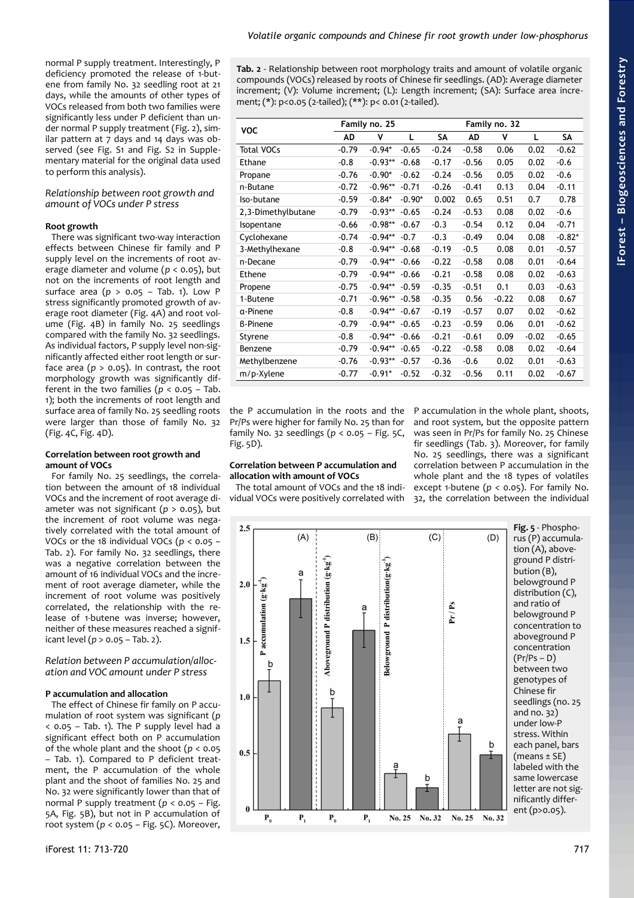normal P supply treatment. Interestingly, P deficiency promoted the release of 1-butene from family No. 32 seedling root at 21 days, while the amounts of other types of VOCs released from both two families were significantly less under P deficient than under normal P supply treatment (Fig. 2), similar pattern at 7 days and 14 days was observed (see Fig. S1 and Fig. S2 in Supplementary material for the original data used to perform this analysis).

### *Relationship between root growth and amount of VOCs under P stress*

#### Root growth

There was significant two-way interaction effects between Chinese fir family and P supply level on the increments of root average diameter and volume ($p < 0.05$), but not on the increments of root length and surface area ($p > 0.05$ – Tab. 1). Low P stress significantly promoted growth of average root diameter (Fig. 4A) and root volume (Fig. 4B) in family No. 25 seedlings compared with the family No. 32 seedlings. As individual factors, P supply level non-significantly affected either root length or surface area ($p > 0.05$). In contrast, the root morphology growth was significantly different in the two families ($p < 0.05$ – Tab. 1); both the increments of root length and surface area of family No. 25 seedling roots were larger than those of family No. 32 (Fig. 4C, Fig. 4D).

#### Correlation between root growth and amount of VOCs

For family No. 25 seedlings, the correlation between the amount of 18 individual VOCs and the increment of root average diameter was not significant ($p > 0.05$), but the increment of root volume was negatively correlated with the total amount of VOCs or the 18 individual VOCs ($p < 0.05$ – Tab. 2). For family No. 32 seedlings, there was a negative correlation between the amount of 16 individual VOCs and the increment of root average diameter, while the increment of root volume was positively correlated, the relationship with the release of 1-butene was inverse; however, neither of these measures reached a significant level ($p > 0.05$ – Tab. 2).

**Tab. 2** - Relationship between root morphology traits and amount of volatile organic compounds (VOCs) released by roots of Chinese fir seedlings. (AD): Average diameter increment; (V): Volume increment; (L): Length increment; (SA): Surface area increment; (*): p<0.05 (2-tailed); (**): p< 0.01 (2-tailed).

| VOC | Family no. 25 | | | | Family no. 32 | | | |
|---|---|---|---|---|---|---|---|---|
| | AD | V | L | SA | AD | V | L | SA |
| Total VOCs | -0.79 | -0.94* | -0.65 | -0.24 | -0.58 | 0.06 | 0.02 | -0.62 |
| Ethane | -0.8 | -0.93** | -0.68 | -0.17 | -0.56 | 0.05 | 0.02 | -0.6 |
| Propane | -0.76 | -0.90* | -0.62 | -0.24 | -0.56 | 0.05 | 0.02 | -0.6 |
| n-Butane | -0.72 | -0.96** | -0.71 | -0.26 | -0.41 | 0.13 | 0.04 | -0.11 |
| Iso-butane | -0.59 | -0.84* | -0.90* | 0.002 | 0.65 | 0.51 | 0.7 | 0.78 |
| 2,3-Dimethylbutane | -0.79 | -0.93** | -0.65 | -0.24 | -0.53 | 0.08 | 0.02 | -0.6 |
| Isopentane | -0.66 | -0.98** | -0.67 | -0.3 | -0.54 | 0.12 | 0.04 | -0.71 |
| Cyclohexane | -0.74 | -0.94** | -0.7 | -0.3 | -0.49 | 0.04 | 0.08 | -0.82* |
| 3-Methylhexane | -0.8 | -0.94** | -0.68 | -0.19 | -0.5 | 0.08 | 0.01 | -0.57 |
| n-Decane | -0.79 | -0.94** | -0.66 | -0.22 | -0.58 | 0.08 | 0.01 | -0.64 |
| Ethene | -0.79 | -0.94** | -0.66 | -0.21 | -0.58 | 0.08 | 0.02 | -0.63 |
| Propene | -0.75 | -0.94** | -0.59 | -0.35 | -0.51 | 0.1 | 0.03 | -0.63 |
| 1-Butene | -0.71 | -0.96** | -0.58 | -0.35 | 0.56 | -0.22 | 0.08 | 0.67 |
| α-Pinene | -0.8 | -0.94** | -0.67 | -0.19 | -0.57 | 0.07 | 0.02 | -0.62 |
| β-Pinene | -0.79 | -0.94** | -0.65 | -0.23 | -0.59 | 0.06 | 0.01 | -0.62 |
| Styrene | -0.8 | -0.94** | -0.66 | -0.21 | -0.61 | 0.09 | -0.02 | -0.65 |
| Benzene | -0.79 | -0.94** | -0.65 | -0.22 | -0.58 | 0.08 | 0.02 | -0.64 |
| Methylbenzene | -0.76 | -0.93** | -0.57 | -0.36 | -0.6 | 0.02 | 0.01 | -0.63 |
| m/p-Xylene | -0.77 | -0.91* | -0.52 | -0.32 | -0.56 | 0.11 | 0.02 | -0.67 |

### *Relation between P accumulation/allocation and VOC amount under P stress*

#### P accumulation and allocation

The effect of Chinese fir family on P accumulation of root system was significant ($p < 0.05$ – Tab. 1). The P supply level had a significant effect both on P accumulation of the whole plant and the shoot ($p < 0.05$ – Tab. 1). Compared to P deficient treatment, the P accumulation of the whole plant and the shoot of families No. 25 and No. 32 were significantly lower than that of normal P supply treatment ($p < 0.05$ – Fig. 5A, Fig. 5B), but not in P accumulation of root system ($p < 0.05$ – Fig. 5C). Moreover, the P accumulation in the roots and the Pr/Ps were higher for family No. 25 than for family No. 32 seedlings ($p < 0.05$ – Fig. 5C, Fig. 5D).

#### Correlation between P accumulation and allocation with amount of VOCs

The total amount of VOCs and the 18 individual VOCs were positively correlated with P accumulation in the whole plant, shoots, and root system, but the opposite pattern was seen in Pr/Ps for family No. 25 Chinese fir seedlings (Tab. 3). Moreover, for family No. 25 seedlings, there was a significant correlation between P accumulation in the whole plant and the 18 types of volatiles except 1-butene ($p < 0.05$). For family No. 32, the correlation between the individual

**Fig. 5** - Phosphorus (P) accumulation (A), aboveground P distribution (B), belowground P distribution (C), and ratio of belowground P concentration to aboveground P concentration (Pr/Ps – D) between two genotypes of Chinese fir seedlings (no. 25 and no. 32) under low-P stress. Within each panel, bars (means ± SE) labeled with the same lowercase letter are not significantly different (p>0.05).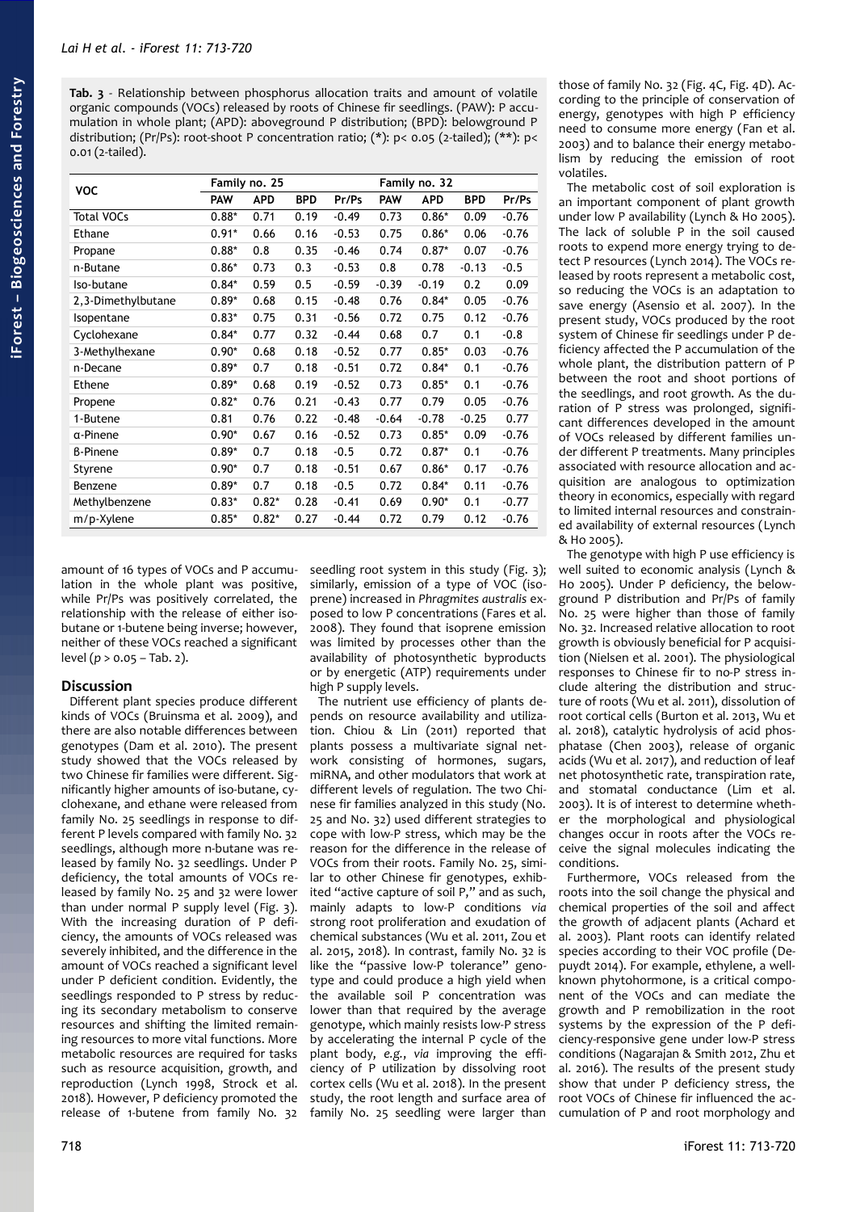**Tab. 3** - Relationship between phosphorus allocation traits and amount of volatile organic compounds (VOCs) released by roots of Chinese fir seedlings. (PAW): P accumulation in whole plant; (APD): aboveground P distribution; (BPD): belowground P distribution; (Pr/Ps): root-shoot P concentration ratio; (*): p< 0.05 (2-tailed); (**): p< 0.01 (2-tailed).

| VOC | Family no. 25 | | | | Family no. 32 | | | |
|---|---|---|---|---|---|---|---|---|
| | PAW | APD | BPD | Pr/Ps | PAW | APD | BPD | Pr/Ps |
| Total VOCs | 0.88* | 0.71 | 0.19 | -0.49 | 0.73 | 0.86* | 0.09 | -0.76 |
| Ethane | 0.91* | 0.66 | 0.16 | -0.53 | 0.75 | 0.86* | 0.06 | -0.76 |
| Propane | 0.88* | 0.8 | 0.35 | -0.46 | 0.74 | 0.87* | 0.07 | -0.76 |
| n-Butane | 0.86* | 0.73 | 0.3 | -0.53 | 0.8 | 0.78 | -0.13 | -0.5 |
| Iso-butane | 0.84* | 0.59 | 0.5 | -0.59 | -0.39 | -0.19 | 0.2 | 0.09 |
| 2,3-Dimethylbutane | 0.89* | 0.68 | 0.15 | -0.48 | 0.76 | 0.84* | 0.05 | -0.76 |
| Isopentane | 0.83* | 0.75 | 0.31 | -0.56 | 0.72 | 0.75 | 0.12 | -0.76 |
| Cyclohexane | 0.84* | 0.77 | 0.32 | -0.44 | 0.68 | 0.7 | 0.1 | -0.8 |
| 3-Methylhexane | 0.90* | 0.68 | 0.18 | -0.52 | 0.77 | 0.85* | 0.03 | -0.76 |
| n-Decane | 0.89* | 0.7 | 0.18 | -0.51 | 0.72 | 0.84* | 0.1 | -0.76 |
| Ethene | 0.89* | 0.68 | 0.19 | -0.52 | 0.73 | 0.85* | 0.1 | -0.76 |
| Propene | 0.82* | 0.76 | 0.21 | -0.43 | 0.77 | 0.79 | 0.05 | -0.76 |
| 1-Butene | 0.81 | 0.76 | 0.22 | -0.48 | -0.64 | -0.78 | -0.25 | 0.77 |
| α-Pinene | 0.90* | 0.67 | 0.16 | -0.52 | 0.73 | 0.85* | 0.09 | -0.76 |
| β-Pinene | 0.89* | 0.7 | 0.18 | -0.5 | 0.72 | 0.87* | 0.1 | -0.76 |
| Styrene | 0.90* | 0.7 | 0.18 | -0.51 | 0.67 | 0.86* | 0.17 | -0.76 |
| Benzene | 0.89* | 0.7 | 0.18 | -0.5 | 0.72 | 0.84* | 0.11 | -0.76 |
| Methylbenzene | 0.83* | 0.82* | 0.28 | -0.41 | 0.69 | 0.90* | 0.1 | -0.77 |
| m/p-Xylene | 0.85* | 0.82* | 0.27 | -0.44 | 0.72 | 0.79 | 0.12 | -0.76 |

amount of 16 types of VOCs and P accumulation in the whole plant was positive, while Pr/Ps was positively correlated, the relationship with the release of either isobutane or 1-butene being inverse; however, neither of these VOCs reached a significant level ($p > 0.05$ – Tab. 2).

## Discussion

Different plant species produce different kinds of VOCs (Bruinsma et al. 2009), and there are also notable differences between genotypes (Dam et al. 2010). The present study showed that the VOCs released by two Chinese fir families were different. Significantly higher amounts of iso-butane, cyclohexane, and ethane were released from family No. 25 seedlings in response to different P levels compared with family No. 32 seedlings, although more n-butane was released by family No. 32 seedlings. Under P deficiency, the total amounts of VOCs released by family No. 25 and 32 were lower than under normal P supply level (Fig. 3). With the increasing duration of P deficiency, the amounts of VOCs released was severely inhibited, and the difference in the amount of VOCs reached a significant level under P deficient condition. Evidently, the seedlings responded to P stress by reducing its secondary metabolism to conserve resources and shifting the limited remaining resources to more vital functions. More metabolic resources are required for tasks such as resource acquisition, growth, and reproduction (Lynch 1998, Strock et al. 2018). However, P deficiency promoted the release of 1-butene from family No. 32 seedling root system in this study (Fig. 3); similarly, emission of a type of VOC (isoprene) increased in *Phragmites australis* exposed to low P concentrations (Fares et al. 2008). They found that isoprene emission was limited by processes other than the availability of photosynthetic byproducts or by energetic (ATP) requirements under high P supply levels.

The nutrient use efficiency of plants depends on resource availability and utilization. Chiou & Lin (2011) reported that plants possess a multivariate signal network consisting of hormones, sugars, miRNA, and other modulators that work at different levels of regulation. The two Chinese fir families analyzed in this study (No. 25 and No. 32) used different strategies to cope with low-P stress, which may be the reason for the difference in the release of VOCs from their roots. Family No. 25, similar to other Chinese fir genotypes, exhibited "active capture of soil P," and as such, mainly adapts to low-P conditions *via* strong root proliferation and exudation of chemical substances (Wu et al. 2011, Zou et al. 2015, 2018). In contrast, family No. 32 is like the "passive low-P tolerance" genotype and could produce a high yield when the available soil P concentration was lower than that required by the average genotype, which mainly resists low-P stress by accelerating the internal P cycle of the plant body, *e.g.*, *via* improving the efficiency of P utilization by dissolving root cortex cells (Wu et al. 2018). In the present study, the root length and surface area of family No. 25 seedling were larger than those of family No. 32 (Fig. 4C, Fig. 4D). According to the principle of conservation of energy, genotypes with high P efficiency need to consume more energy (Fan et al. 2003) and to balance their energy metabolism by reducing the emission of root volatiles.

The metabolic cost of soil exploration is an important component of plant growth under low P availability (Lynch & Ho 2005). The lack of soluble P in the soil caused roots to expend more energy trying to detect P resources (Lynch 2014). The VOCs released by roots represent a metabolic cost, so reducing the VOCs is an adaptation to save energy (Asensio et al. 2007). In the present study, VOCs produced by the root system of Chinese fir seedlings under P deficiency affected the P accumulation of the whole plant, the distribution pattern of P between the root and shoot portions of the seedlings, and root growth. As the duration of P stress was prolonged, significant differences developed in the amount of VOCs released by different families under different P treatments. Many principles associated with resource allocation and acquisition are analogous to optimization theory in economics, especially with regard to limited internal resources and constrained availability of external resources (Lynch & Ho 2005).

The genotype with high P use efficiency is well suited to economic analysis (Lynch & Ho 2005). Under P deficiency, the belowground P distribution and Pr/Ps of family No. 32 were higher than those of family No. 25. Increased relative allocation to root growth is obviously beneficial for P acquisition (Nielsen et al. 2001). The physiological responses to Chinese fir to no-P stress include altering the distribution and structure of roots (Wu et al. 2011), dissolution of root cortical cells (Burton et al. 2013, Wu et al. 2018), catalytic hydrolysis of acid phosphatase (Chen 2003), release of organic acids (Wu et al. 2017), and reduction of leaf net photosynthetic rate, transpiration rate, and stomatal conductance (Lim et al. 2003). It is of interest to determine whether the morphological and physiological changes occur in roots after the VOCs receive the signal molecules indicating the conditions.

Furthermore, VOCs released from the roots into the soil change the physical and chemical properties of the soil and affect the growth of adjacent plants (Achard et al. 2003). Plant roots can identify related species according to their VOC profile (Depuydt 2014). For example, ethylene, a well-known phytohormone, is a critical component of the VOCs and can mediate the growth and P remobilization in the root systems by the expression of the P deficiency-responsive gene under low-P stress conditions (Nagarajan & Smith 2012, Zhu et al. 2016). The results of the present study show that under P deficiency stress, the root VOCs of Chinese fir influenced the accumulation of P and root morphology and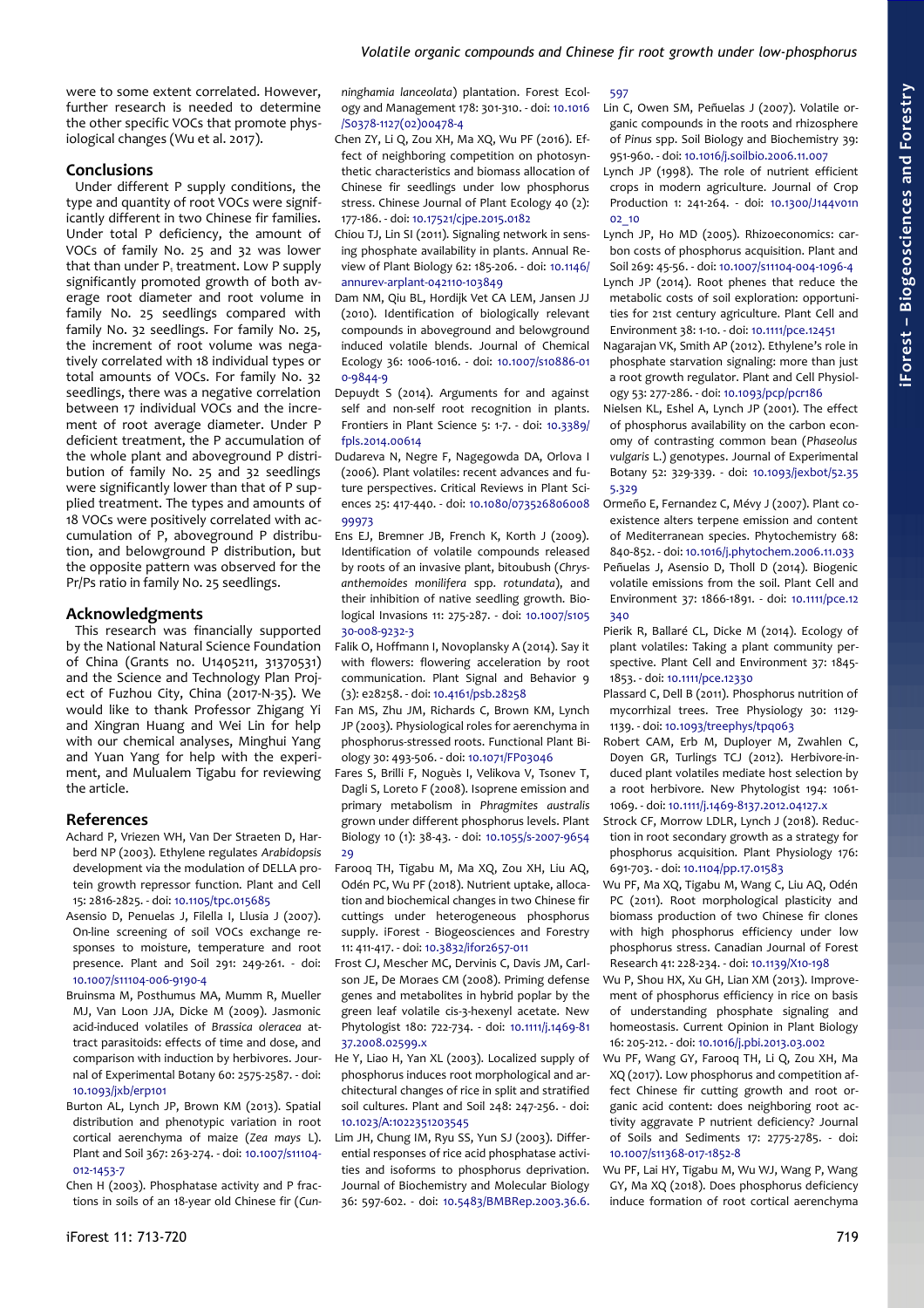were to some extent correlated. However, further research is needed to determine the other specific VOCs that promote physiological changes (Wu et al. 2017).

## Conclusions

Under different P supply conditions, the type and quantity of root VOCs were significantly different in two Chinese fir families. Under total P deficiency, the amount of VOCs of family No. 25 and 32 was lower than that under $P_i$ treatment. Low P supply significantly promoted growth of both average root diameter and root volume in family No. 25 seedlings compared with family No. 32 seedlings. For family No. 25, the increment of root volume was negatively correlated with 18 individual types or total amounts of VOCs. For family No. 32 seedlings, there was a negative correlation between 17 individual VOCs and the increment of root average diameter. Under P deficient treatment, the P accumulation of the whole plant and aboveground P distribution of family No. 25 and 32 seedlings were significantly lower than that of P supplied treatment. The types and amounts of 18 VOCs were positively correlated with accumulation of P, aboveground P distribution, and belowground P distribution, but the opposite pattern was observed for the Pr/Ps ratio in family No. 25 seedlings.

## Acknowledgments

This research was financially supported by the National Natural Science Foundation of China (Grants no. U1405211, 31370531) and the Science and Technology Plan Project of Fuzhou City, China (2017-N-35). We would like to thank Professor Zhigang Yi and Xingran Huang and Wei Lin for help with our chemical analyses, Minghui Yang and Yuan Yang for help with the experiment, and Mulualem Tigabu for reviewing the article.

## References

Achard P, Vriezen WH, Van Der Straeten D, Harberd NP (2003). Ethylene regulates *Arabidopsis* development via the modulation of DELLA protein growth repressor function. Plant and Cell 15: 2816-2825. - doi: 10.1105/tpc.015685

Asensio D, Penuelas J, Filella I, Llusia J (2007). On-line screening of soil VOCs exchange responses to moisture, temperature and root presence. Plant and Soil 291: 249-261. - doi: 10.1007/s11104-006-9190-4

Bruinsma M, Posthumus MA, Mumm R, Mueller MJ, Van Loon JJA, Dicke M (2009). Jasmonic acid-induced volatiles of *Brassica oleracea* attract parasitoids: effects of time and dose, and comparison with induction by herbivores. Journal of Experimental Botany 60: 2575-2587. - doi: 10.1093/jxb/erp101

Burton AL, Lynch JP, Brown KM (2013). Spatial distribution and phenotypic variation in root cortical aerenchyma of maize (*Zea mays* L). Plant and Soil 367: 263-274. - doi: 10.1007/s11104-012-1453-7

Chen H (2003). Phosphatase activity and P fractions in soils of an 18-year old Chinese fir (*Cunninghamia lanceolata*) plantation. Forest Ecology and Management 178: 301-310. - doi: 10.1016/S0378-1127(02)00478-4

Chen ZY, Li Q, Zou XH, Ma XQ, Wu PF (2016). Effect of neighboring competition on photosynthetic characteristics and biomass allocation of Chinese fir seedlings under low phosphorus stress. Chinese Journal of Plant Ecology 40 (2): 177-186. - doi: 10.17521/cjpe.2015.0182

Chiou TJ, Lin SI (2011). Signaling network in sensing phosphate availability in plants. Annual Review of Plant Biology 62: 185-206. - doi: 10.1146/annurev-arplant-042110-103849

Dam NM, Qiu BL, Hordijk Vet CA LEM, Jansen JJ (2010). Identification of biologically relevant compounds in aboveground and belowground induced volatile blends. Journal of Chemical Ecology 36: 1006-1016. - doi: 10.1007/s10886-010-9844-9

Depuydt S (2014). Arguments for and against self and non-self root recognition in plants. Frontiers in Plant Science 5: 1-7. - doi: 10.3389/fpls.2014.00614

Dudareva N, Negre F, Nagegowda DA, Orlova I (2006). Plant volatiles: recent advances and future perspectives. Critical Reviews in Plant Sciences 25: 417-440. - doi: 10.1080/07352680600899973

Ens EJ, Bremner JB, French K, Korth J (2009). Identification of volatile compounds released by roots of an invasive plant, bitoubush (*Chrysanthemoides monilifera* spp. *rotundata*), and their inhibition of native seedling growth. Biological Invasions 11: 275-287. - doi: 10.1007/s10530-008-9232-3

Falik O, Hoffmann I, Novoplansky A (2014). Say it with flowers: flowering acceleration by root communication. Plant Signal and Behavior 9 (3): e28258. - doi: 10.4161/psb.28258

Fan MS, Zhu JM, Richards C, Brown KM, Lynch JP (2003). Physiological roles for aerenchyma in phosphorus-stressed roots. Functional Plant Biology 30: 493-506. - doi: 10.1071/FP03046

Fares S, Brilli F, Noguès I, Velikova V, Tsonev T, Dagli S, Loreto F (2008). Isoprene emission and primary metabolism in *Phragmites australis* grown under different phosphorus levels. Plant Biology 10 (1): 38-43. - doi: 10.1055/s-2007-965429

Farooq TH, Tigabu M, Ma XQ, Zou XH, Liu AQ, Odén PC, Wu PF (2018). Nutrient uptake, allocation and biochemical changes in two Chinese fir cuttings under heterogeneous phosphorus supply. iForest - Biogeosciences and Forestry 11: 411-417. - doi: 10.3832/ifor2657-011

Frost CJ, Mescher MC, Dervinis C, Davis JM, Carlson JE, De Moraes CM (2008). Priming defense genes and metabolites in hybrid poplar by the green leaf volatile cis-3-hexenyl acetate. New Phytologist 180: 722-734. - doi: 10.1111/j.1469-8137.2008.02599.x

He Y, Liao H, Yan XL (2003). Localized supply of phosphorus induces root morphological and architectural changes of rice in split and stratified soil cultures. Plant and Soil 248: 247-256. - doi: 10.1023/A:1022351203545

Lim JH, Chung IM, Ryu SS, Yun SJ (2003). Differential responses of rice acid phosphatase activities and isoforms to phosphorus deprivation. Journal of Biochemistry and Molecular Biology 36: 597-602. - doi: 10.5483/BMBRep.2003.36.6.597

Lin C, Owen SM, Peñuelas J (2007). Volatile organic compounds in the roots and rhizosphere of *Pinus* spp. Soil Biology and Biochemistry 39: 951-960. - doi: 10.1016/j.soilbio.2006.11.007

Lynch JP (1998). The role of nutrient efficient crops in modern agriculture. Journal of Crop Production 1: 241-264. - doi: 10.1300/J144v01n02_10

Lynch JP, Ho MD (2005). Rhizoeconomics: carbon costs of phosphorus acquisition. Plant and Soil 269: 45-56. - doi: 10.1007/s11104-004-1096-4

Lynch JP (2014). Root phenes that reduce the metabolic costs of soil exploration: opportunities for 21st century agriculture. Plant Cell and Environment 38: 1-10. - doi: 10.1111/pce.12451

Nagarajan VK, Smith AP (2012). Ethylene's role in phosphate starvation signaling: more than just a root growth regulator. Plant and Cell Physiology 53: 277-286. - doi: 10.1093/pcp/pcr186

Nielsen KL, Eshel A, Lynch JP (2001). The effect of phosphorus availability on the carbon economy of contrasting common bean (*Phaseolus vulgaris* L.) genotypes. Journal of Experimental Botany 52: 329-339. - doi: 10.1093/jexbot/52.355.329

Ormeño E, Fernandez C, Mévy J (2007). Plant coexistence alters terpene emission and content of Mediterranean species. Phytochemistry 68: 840-852. - doi: 10.1016/j.phytochem.2006.11.033

Peñuelas J, Asensio D, Tholl D (2014). Biogenic volatile emissions from the soil. Plant Cell and Environment 37: 1866-1891. - doi: 10.1111/pce.12340

Pierik R, Ballaré CL, Dicke M (2014). Ecology of plant volatiles: Taking a plant community perspective. Plant Cell and Environment 37: 1845-1853. - doi: 10.1111/pce.12330

Plassard C, Dell B (2010). Phosphorus nutrition of mycorrhizal trees. Tree Physiology 30: 1129-1139. - doi: 10.1093/treephys/tpq063

Robert CAM, Erb M, Duployer M, Zwahlen C, Doyen GR, Turlings TCJ (2012). Herbivore-induced plant volatiles mediate host selection by a root herbivore. New Phytologist 194: 1061-1069. - doi: 10.1111/j.1469-8137.2012.04127.x

Strock CF, Morrow LDLR, Lynch J (2018). Reduction in root secondary growth as a strategy for phosphorus acquisition. Plant Physiology 176: 691-703. - doi: 10.1104/pp.17.01583

Wu PF, Ma XQ, Tigabu M, Wang C, Liu AQ, Odén PC (2011). Root morphological plasticity and biomass production of two Chinese fir clones with high phosphorus efficiency under low phosphorus stress. Canadian Journal of Forest Research 41: 228-234. - doi: 10.1139/X10-198

Wu P, Shou HX, Xu GH, Lian XM (2013). Improvement of phosphorus efficiency in rice on basis of understanding phosphate signaling and homeostasis. Current Opinion in Plant Biology 16: 205-212. - doi: 10.1016/j.pbi.2013.03.002

Wu PF, Wang GY, Farooq TH, Li Q, Zou XH, Ma XQ (2017). Low phosphorus and competition affect Chinese fir cutting growth and root organic acid content: does neighboring root activity aggravate P nutrient deficiency? Journal of Soils and Sediments 17: 2775-2785. - doi: 10.1007/s11368-017-1852-8

Wu PF, Lai HY, Tigabu M, Wu WJ, Wang P, Wang GY, Ma XQ (2018). Does phosphorus deficiency induce formation of root cortical aerenchyma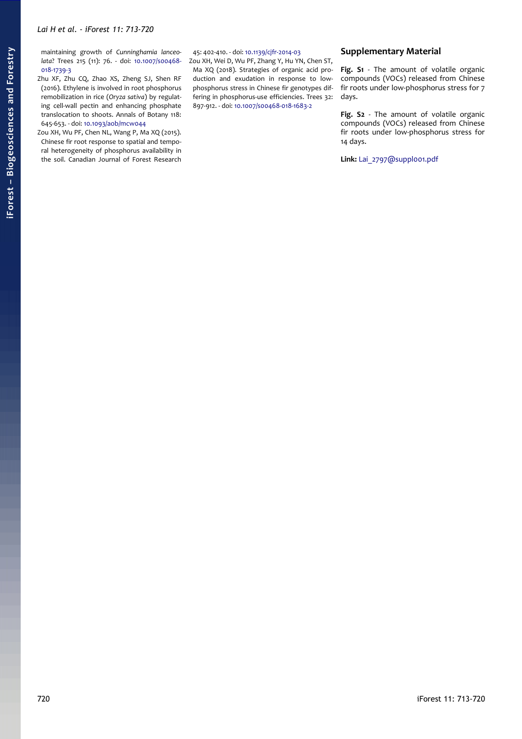maintaining growth of *Cunninghamia lanceolata*? Trees 215 (11): 76. - doi: 10.1007/s00468-018-1739-3

Zhu XF, Zhu CQ, Zhao XS, Zheng SJ, Shen RF (2016). Ethylene is involved in root phosphorus remobilization in rice (*Oryza sativa*) by regulating cell-wall pectin and enhancing phosphate translocation to shoots. Annals of Botany 118: 645-653. - doi: 10.1093/aob/mcw044

Zou XH, Wu PF, Chen NL, Wang P, Ma XQ (2015). Chinese fir root response to spatial and temporal heterogeneity of phosphorus availability in the soil. Canadian Journal of Forest Research 45: 402-410. - doi: 10.1139/cjfr-2014-03

Zou XH, Wei D, Wu PF, Zhang Y, Hu YN, Chen ST, Ma XQ (2018). Strategies of organic acid production and exudation in response to low-phosphorus stress in Chinese fir genotypes differing in phosphorus-use efficiencies. Trees 32: 897-912. - doi: 10.1007/s00468-018-1683-2

## Supplementary Material

**Fig. S1** - The amount of volatile organic compounds (VOCs) released from Chinese fir roots under low-phosphorus stress for 7 days.

**Fig. S2** - The amount of volatile organic compounds (VOCs) released from Chinese fir roots under low-phosphorus stress for 14 days.

**Link:** Lai_2797@suppl001.pdf